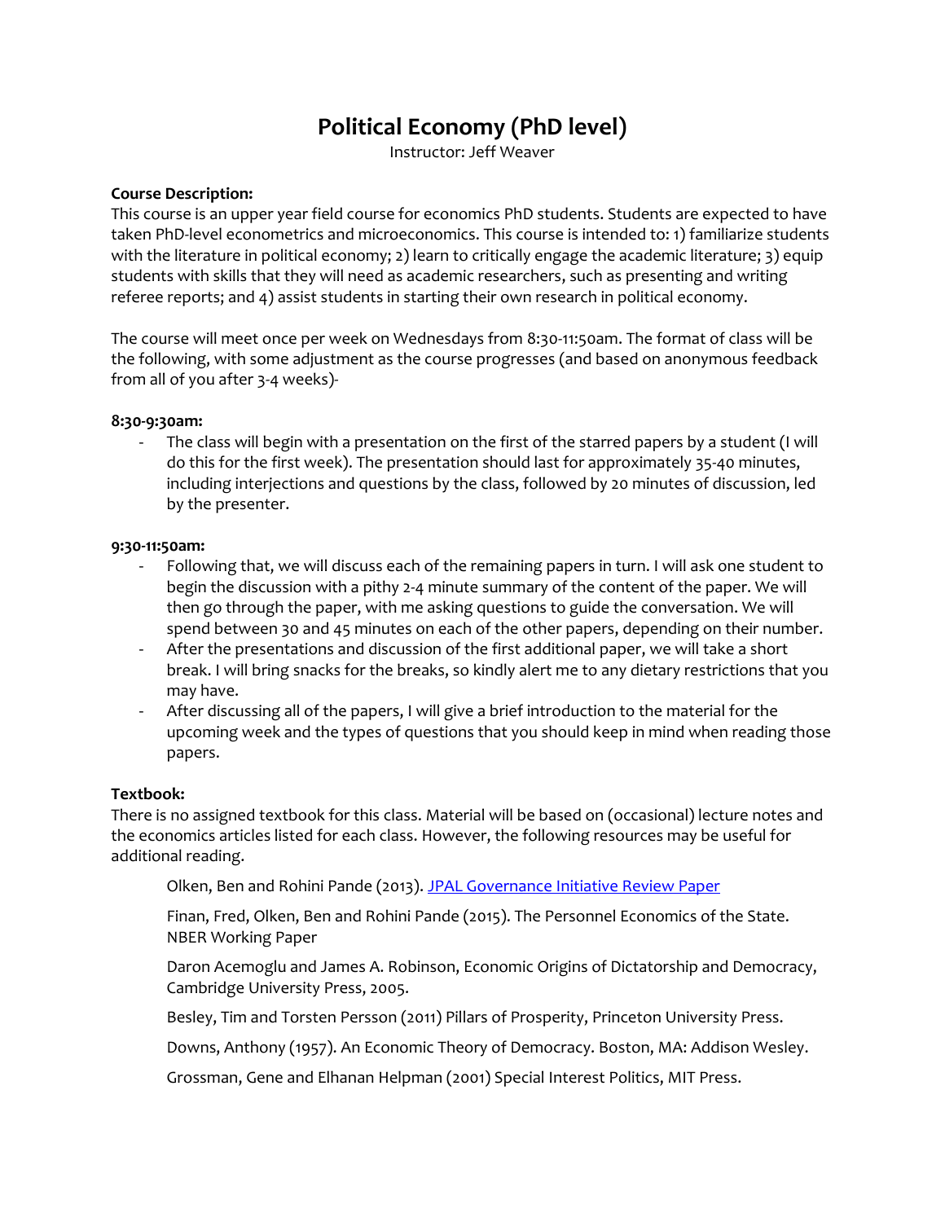# Political Economy (PhD level)

Instructor: Jeff Weaver

**Course Description:**
This course is an upper year field course for economics PhD students. Students are expected to have taken PhD-level econometrics and microeconomics. This course is intended to: 1) familiarize students with the literature in political economy; 2) learn to critically engage the academic literature; 3) equip students with skills that they will need as academic researchers, such as presenting and writing referee reports; and 4) assist students in starting their own research in political economy.

The course will meet once per week on Wednesdays from 8:30-11:50am. The format of class will be the following, with some adjustment as the course progresses (and based on anonymous feedback from all of you after 3-4 weeks)-

**8:30-9:30am:**

- The class will begin with a presentation on the first of the starred papers by a student (I will do this for the first week). The presentation should last for approximately 35-40 minutes, including interjections and questions by the class, followed by 20 minutes of discussion, led by the presenter.

**9:30-11:50am:**

- Following that, we will discuss each of the remaining papers in turn. I will ask one student to begin the discussion with a pithy 2-4 minute summary of the content of the paper. We will then go through the paper, with me asking questions to guide the conversation. We will spend between 30 and 45 minutes on each of the other papers, depending on their number.
- After the presentations and discussion of the first additional paper, we will take a short break. I will bring snacks for the breaks, so kindly alert me to any dietary restrictions that you may have.
- After discussing all of the papers, I will give a brief introduction to the material for the upcoming week and the types of questions that you should keep in mind when reading those papers.

**Textbook:**
There is no assigned textbook for this class. Material will be based on (occasional) lecture notes and the economics articles listed for each class. However, the following resources may be useful for additional reading.

Olken, Ben and Rohini Pande (2013). JPAL Governance Initiative Review Paper

Finan, Fred, Olken, Ben and Rohini Pande (2015). The Personnel Economics of the State. NBER Working Paper

Daron Acemoglu and James A. Robinson, Economic Origins of Dictatorship and Democracy, Cambridge University Press, 2005.

Besley, Tim and Torsten Persson (2011) Pillars of Prosperity, Princeton University Press.

Downs, Anthony (1957). An Economic Theory of Democracy. Boston, MA: Addison Wesley.

Grossman, Gene and Elhanan Helpman (2001) Special Interest Politics, MIT Press.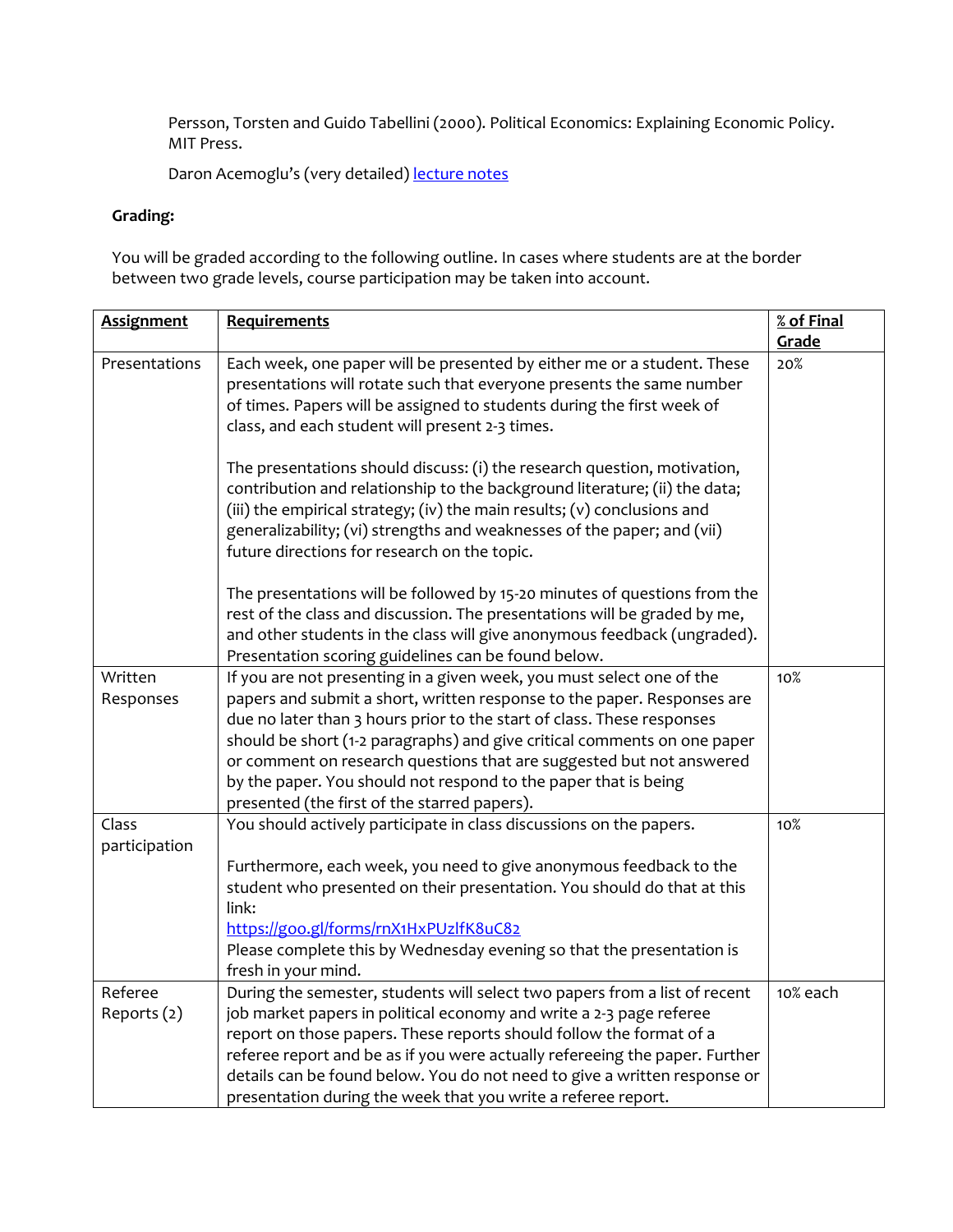Persson, Torsten and Guido Tabellini (2000). Political Economics: Explaining Economic Policy. MIT Press.

Daron Acemoglu's (very detailed) lecture notes

**Grading:**

You will be graded according to the following outline. In cases where students are at the border between two grade levels, course participation may be taken into account.

| **Assignment** | **Requirements** | **% of Final Grade** |
|---|---|---|
| Presentations | Each week, one paper will be presented by either me or a student. These presentations will rotate such that everyone presents the same number of times. Papers will be assigned to students during the first week of class, and each student will present 2-3 times.<br><br>The presentations should discuss: (i) the research question, motivation, contribution and relationship to the background literature; (ii) the data; (iii) the empirical strategy; (iv) the main results; (v) conclusions and generalizability; (vi) strengths and weaknesses of the paper; and (vii) future directions for research on the topic.<br><br>The presentations will be followed by 15-20 minutes of questions from the rest of the class and discussion. The presentations will be graded by me, and other students in the class will give anonymous feedback (ungraded). Presentation scoring guidelines can be found below. | 20% |
| Written Responses | If you are not presenting in a given week, you must select one of the papers and submit a short, written response to the paper. Responses are due no later than 3 hours prior to the start of class. These responses should be short (1-2 paragraphs) and give critical comments on one paper or comment on research questions that are suggested but not answered by the paper. You should not respond to the paper that is being presented (the first of the starred papers). | 10% |
| Class participation | You should actively participate in class discussions on the papers.<br><br>Furthermore, each week, you need to give anonymous feedback to the student who presented on their presentation. You should do that at this link:<br>https://goo.gl/forms/rnX1HxPUzlfK8uC82<br>Please complete this by Wednesday evening so that the presentation is fresh in your mind. | 10% |
| Referee Reports (2) | During the semester, students will select two papers from a list of recent job market papers in political economy and write a 2-3 page referee report on those papers. These reports should follow the format of a referee report and be as if you were actually refereeing the paper. Further details can be found below. You do not need to give a written response or presentation during the week that you write a referee report. | 10% each |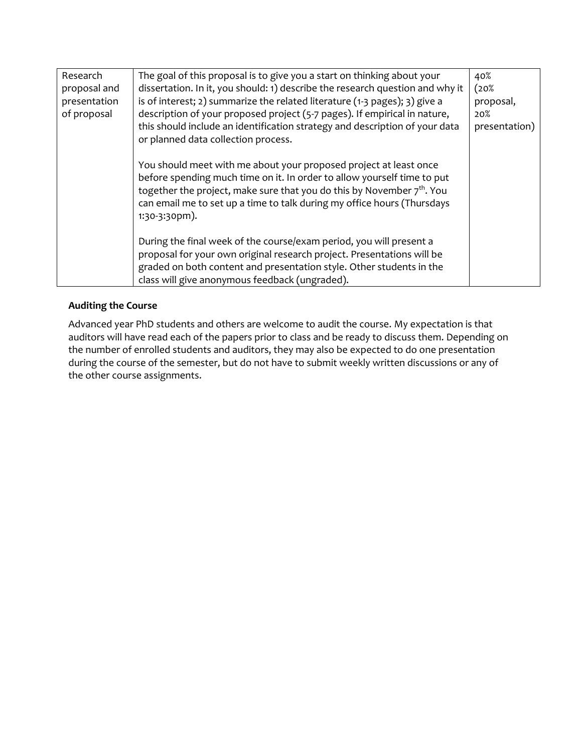| | | |
|---|---|---|
| Research proposal and presentation of proposal | The goal of this proposal is to give you a start on thinking about your dissertation. In it, you should: 1) describe the research question and why it is of interest; 2) summarize the related literature (1-3 pages); 3) give a description of your proposed project (5-7 pages). If empirical in nature, this should include an identification strategy and description of your data or planned data collection process.<br><br>You should meet with me about your proposed project at least once before spending much time on it. In order to allow yourself time to put together the project, make sure that you do this by November 7th. You can email me to set up a time to talk during my office hours (Thursdays 1:30-3:30pm).<br><br>During the final week of the course/exam period, you will present a proposal for your own original research project. Presentations will be graded on both content and presentation style. Other students in the class will give anonymous feedback (ungraded). | 40% (20% proposal, 20% presentation) |

**Auditing the Course**

Advanced year PhD students and others are welcome to audit the course. My expectation is that auditors will have read each of the papers prior to class and be ready to discuss them. Depending on the number of enrolled students and auditors, they may also be expected to do one presentation during the course of the semester, but do not have to submit weekly written discussions or any of the other course assignments.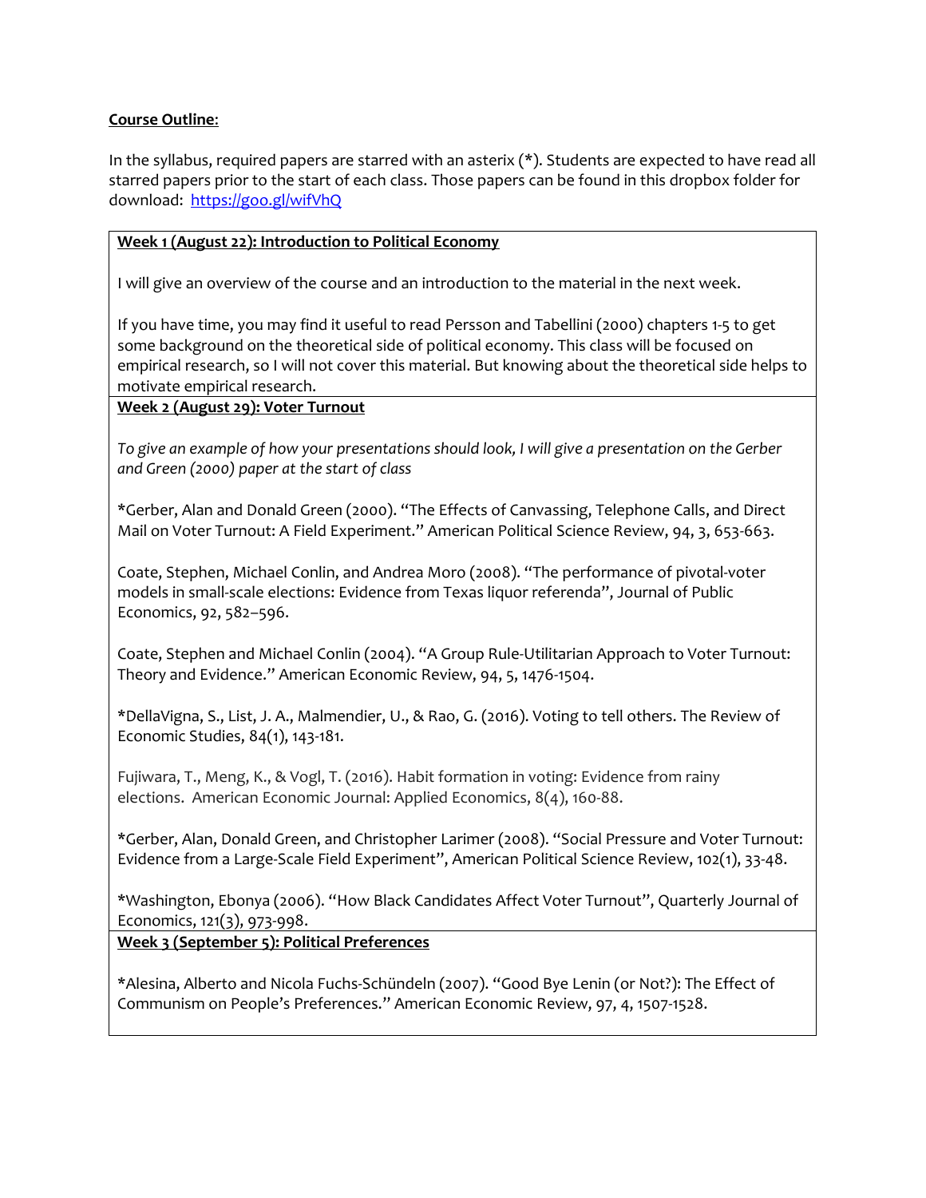**Course Outline:**

In the syllabus, required papers are starred with an asterix (*). Students are expected to have read all starred papers prior to the start of each class. Those papers can be found in this dropbox folder for download: [https://goo.gl/wifVhQ](https://goo.gl/wifVhQ)

### Week 1 (August 22): Introduction to Political Economy

I will give an overview of the course and an introduction to the material in the next week.

If you have time, you may find it useful to read Persson and Tabellini (2000) chapters 1-5 to get some background on the theoretical side of political economy. This class will be focused on empirical research, so I will not cover this material. But knowing about the theoretical side helps to motivate empirical research.

### Week 2 (August 29): Voter Turnout

*To give an example of how your presentations should look, I will give a presentation on the Gerber and Green (2000) paper at the start of class*

*Gerber, Alan and Donald Green (2000). "The Effects of Canvassing, Telephone Calls, and Direct Mail on Voter Turnout: A Field Experiment." American Political Science Review, 94, 3, 653-663.

Coate, Stephen, Michael Conlin, and Andrea Moro (2008). "The performance of pivotal-voter models in small-scale elections: Evidence from Texas liquor referenda", Journal of Public Economics, 92, 582–596.

Coate, Stephen and Michael Conlin (2004). "A Group Rule-Utilitarian Approach to Voter Turnout: Theory and Evidence." American Economic Review, 94, 5, 1476-1504.

*DellaVigna, S., List, J. A., Malmendier, U., & Rao, G. (2016). Voting to tell others. The Review of Economic Studies, 84(1), 143-181.

Fujiwara, T., Meng, K., & Vogl, T. (2016). Habit formation in voting: Evidence from rainy elections. American Economic Journal: Applied Economics, 8(4), 160-88.

*Gerber, Alan, Donald Green, and Christopher Larimer (2008). "Social Pressure and Voter Turnout: Evidence from a Large-Scale Field Experiment", American Political Science Review, 102(1), 33-48.

*Washington, Ebonya (2006). "How Black Candidates Affect Voter Turnout", Quarterly Journal of Economics, 121(3), 973-998.

### Week 3 (September 5): Political Preferences

*Alesina, Alberto and Nicola Fuchs-Schündeln (2007). "Good Bye Lenin (or Not?): The Effect of Communism on People's Preferences." American Economic Review, 97, 4, 1507-1528.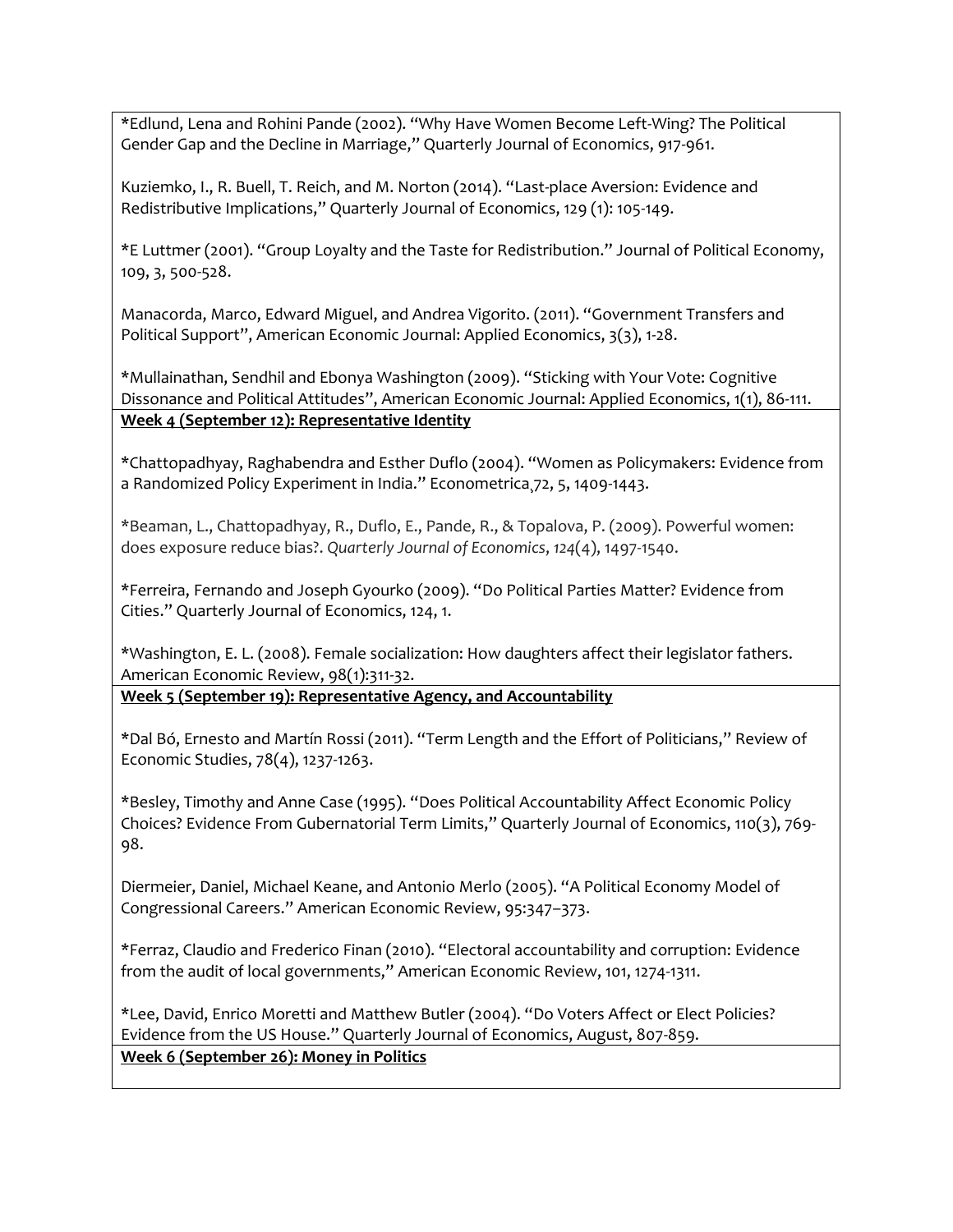*Edlund, Lena and Rohini Pande (2002). "Why Have Women Become Left-Wing? The Political Gender Gap and the Decline in Marriage," Quarterly Journal of Economics, 917-961.

Kuziemko, I., R. Buell, T. Reich, and M. Norton (2014). "Last-place Aversion: Evidence and Redistributive Implications," Quarterly Journal of Economics, 129 (1): 105-149.

*E Luttmer (2001). "Group Loyalty and the Taste for Redistribution." Journal of Political Economy, 109, 3, 500-528.

Manacorda, Marco, Edward Miguel, and Andrea Vigorito. (2011). "Government Transfers and Political Support", American Economic Journal: Applied Economics, 3(3), 1-28.

*Mullainathan, Sendhil and Ebonya Washington (2009). "Sticking with Your Vote: Cognitive Dissonance and Political Attitudes", American Economic Journal: Applied Economics, 1(1), 86-111.

**Week 4 (September 12): Representative Identity**

*Chattopadhyay, Raghabendra and Esther Duflo (2004). "Women as Policymakers: Evidence from a Randomized Policy Experiment in India." Econometrica¸72, 5, 1409-1443.

*Beaman, L., Chattopadhyay, R., Duflo, E., Pande, R., & Topalova, P. (2009). Powerful women: does exposure reduce bias?. *Quarterly Journal of Economics*, *124*(4), 1497-1540.

*Ferreira, Fernando and Joseph Gyourko (2009). "Do Political Parties Matter? Evidence from Cities." Quarterly Journal of Economics, 124, 1.

*Washington, E. L. (2008). Female socialization: How daughters affect their legislator fathers. American Economic Review, 98(1):311-32.

**Week 5 (September 19): Representative Agency, and Accountability**

*Dal Bó, Ernesto and Martín Rossi (2011). "Term Length and the Effort of Politicians," Review of Economic Studies, 78(4), 1237-1263.

*Besley, Timothy and Anne Case (1995). "Does Political Accountability Affect Economic Policy Choices? Evidence From Gubernatorial Term Limits," Quarterly Journal of Economics, 110(3), 769-98.

Diermeier, Daniel, Michael Keane, and Antonio Merlo (2005). "A Political Economy Model of Congressional Careers." American Economic Review, 95:347–373.

*Ferraz, Claudio and Frederico Finan (2010). "Electoral accountability and corruption: Evidence from the audit of local governments," American Economic Review, 101, 1274-1311.

*Lee, David, Enrico Moretti and Matthew Butler (2004). "Do Voters Affect or Elect Policies? Evidence from the US House." Quarterly Journal of Economics, August, 807-859.

**Week 6 (September 26): Money in Politics**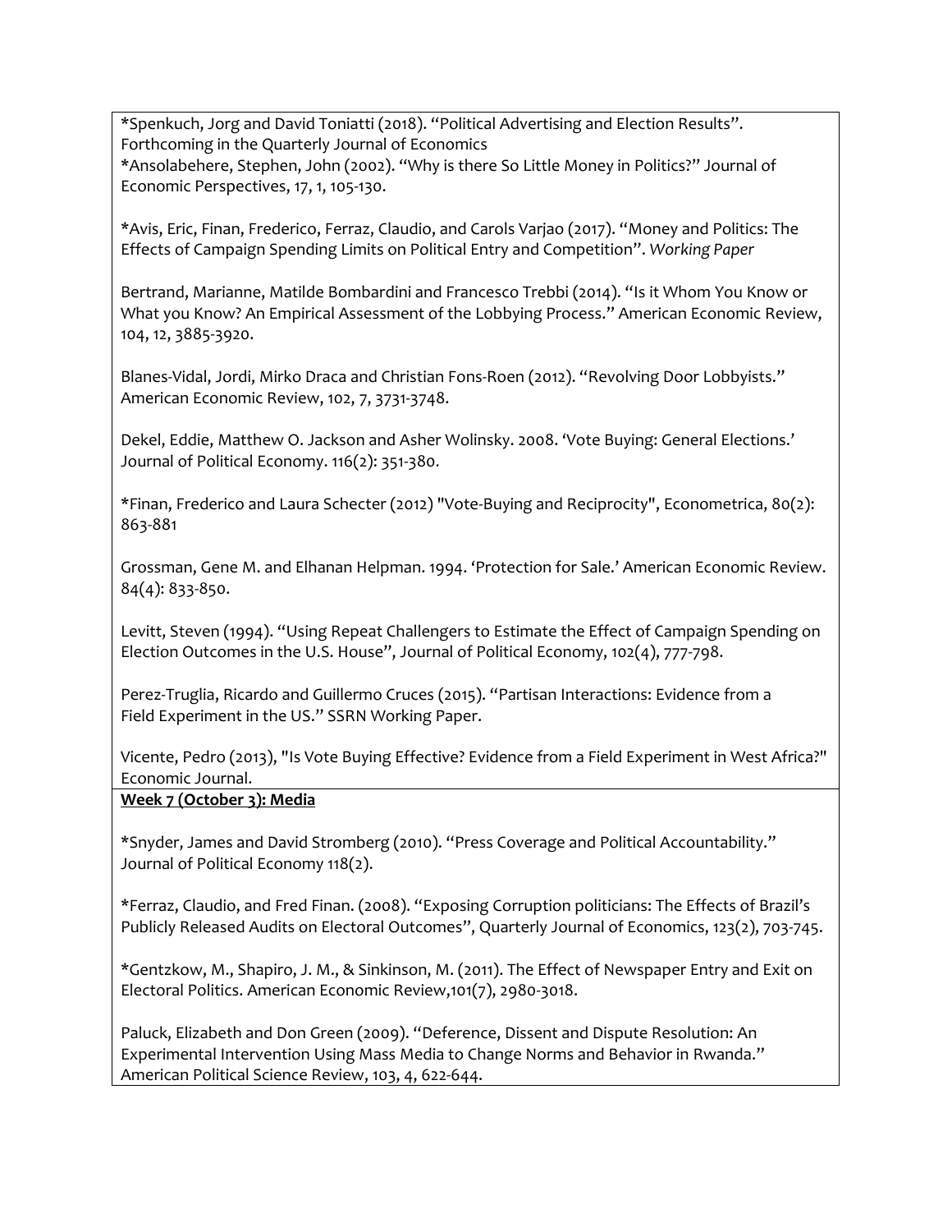*Spenkuch, Jorg and David Toniatti (2018). "Political Advertising and Election Results". Forthcoming in the Quarterly Journal of Economics

*Ansolabehere, Stephen, John (2002). "Why is there So Little Money in Politics?" Journal of Economic Perspectives, 17, 1, 105-130.

*Avis, Eric, Finan, Frederico, Ferraz, Claudio, and Carols Varjao (2017). "Money and Politics: The Effects of Campaign Spending Limits on Political Entry and Competition". *Working Paper*

Bertrand, Marianne, Matilde Bombardini and Francesco Trebbi (2014). "Is it Whom You Know or What you Know? An Empirical Assessment of the Lobbying Process." American Economic Review, 104, 12, 3885-3920.

Blanes-Vidal, Jordi, Mirko Draca and Christian Fons-Roen (2012). "Revolving Door Lobbyists." American Economic Review, 102, 7, 3731-3748.

Dekel, Eddie, Matthew O. Jackson and Asher Wolinsky. 2008. 'Vote Buying: General Elections.' Journal of Political Economy. 116(2): 351-380.

*Finan, Frederico and Laura Schecter (2012) "Vote-Buying and Reciprocity", Econometrica, 80(2): 863-881

Grossman, Gene M. and Elhanan Helpman. 1994. 'Protection for Sale.' American Economic Review. 84(4): 833-850.

Levitt, Steven (1994). "Using Repeat Challengers to Estimate the Effect of Campaign Spending on Election Outcomes in the U.S. House", Journal of Political Economy, 102(4), 777-798.

Perez-Truglia, Ricardo and Guillermo Cruces (2015). "Partisan Interactions: Evidence from a Field Experiment in the US." SSRN Working Paper.

Vicente, Pedro (2013), "Is Vote Buying Effective? Evidence from a Field Experiment in West Africa?" Economic Journal.

**Week 7 (October 3): Media**

*Snyder, James and David Stromberg (2010). "Press Coverage and Political Accountability." Journal of Political Economy 118(2).

*Ferraz, Claudio, and Fred Finan. (2008). "Exposing Corruption politicians: The Effects of Brazil's Publicly Released Audits on Electoral Outcomes", Quarterly Journal of Economics, 123(2), 703-745.

*Gentzkow, M., Shapiro, J. M., & Sinkinson, M. (2011). The Effect of Newspaper Entry and Exit on Electoral Politics. American Economic Review,101(7), 2980-3018.

Paluck, Elizabeth and Don Green (2009). "Deference, Dissent and Dispute Resolution: An Experimental Intervention Using Mass Media to Change Norms and Behavior in Rwanda." American Political Science Review, 103, 4, 622-644.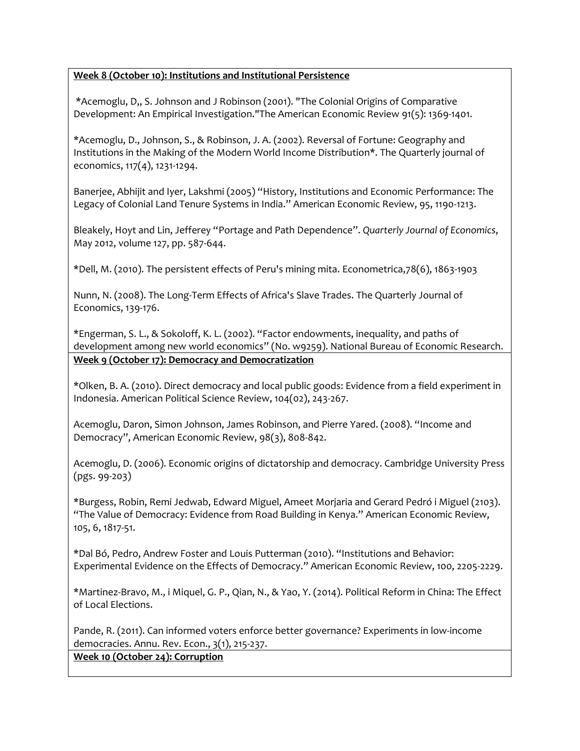**Week 8 (October 10): Institutions and Institutional Persistence**

*Acemoglu, D,, S. Johnson and J Robinson (2001). "The Colonial Origins of Comparative Development: An Empirical Investigation."The American Economic Review 91(5): 1369-1401.

*Acemoglu, D., Johnson, S., & Robinson, J. A. (2002). Reversal of Fortune: Geography and Institutions in the Making of the Modern World Income Distribution*. The Quarterly journal of economics, 117(4), 1231-1294.

Banerjee, Abhijit and Iyer, Lakshmi (2005) "History, Institutions and Economic Performance: The Legacy of Colonial Land Tenure Systems in India." American Economic Review, 95, 1190-1213.

Bleakely, Hoyt and Lin, Jefferey "Portage and Path Dependence". *Quarterly Journal of Economics*, May 2012, volume 127, pp. 587-644.

*Dell, M. (2010). The persistent effects of Peru's mining mita. Econometrica,78(6), 1863-1903

Nunn, N. (2008). The Long-Term Effects of Africa's Slave Trades. The Quarterly Journal of Economics, 139-176.

*Engerman, S. L., & Sokoloff, K. L. (2002). "Factor endowments, inequality, and paths of development among new world economics" (No. w9259). National Bureau of Economic Research.

**Week 9 (October 17): Democracy and Democratization**

*Olken, B. A. (2010). Direct democracy and local public goods: Evidence from a field experiment in Indonesia. American Political Science Review, 104(02), 243-267.

Acemoglu, Daron, Simon Johnson, James Robinson, and Pierre Yared. (2008). "Income and Democracy", American Economic Review, 98(3), 808-842.

Acemoglu, D. (2006). Economic origins of dictatorship and democracy. Cambridge University Press (pgs. 99-203)

*Burgess, Robin, Remi Jedwab, Edward Miguel, Ameet Morjaria and Gerard Pedró i Miguel (2103). "The Value of Democracy: Evidence from Road Building in Kenya." American Economic Review, 105, 6, 1817-51.

*Dal Bó, Pedro, Andrew Foster and Louis Putterman (2010). "Institutions and Behavior: Experimental Evidence on the Effects of Democracy." American Economic Review, 100, 2205-2229.

*Martinez-Bravo, M., i Miquel, G. P., Qian, N., & Yao, Y. (2014). Political Reform in China: The Effect of Local Elections.

Pande, R. (2011). Can informed voters enforce better governance? Experiments in low-income democracies. Annu. Rev. Econ., 3(1), 215-237.

**Week 10 (October 24): Corruption**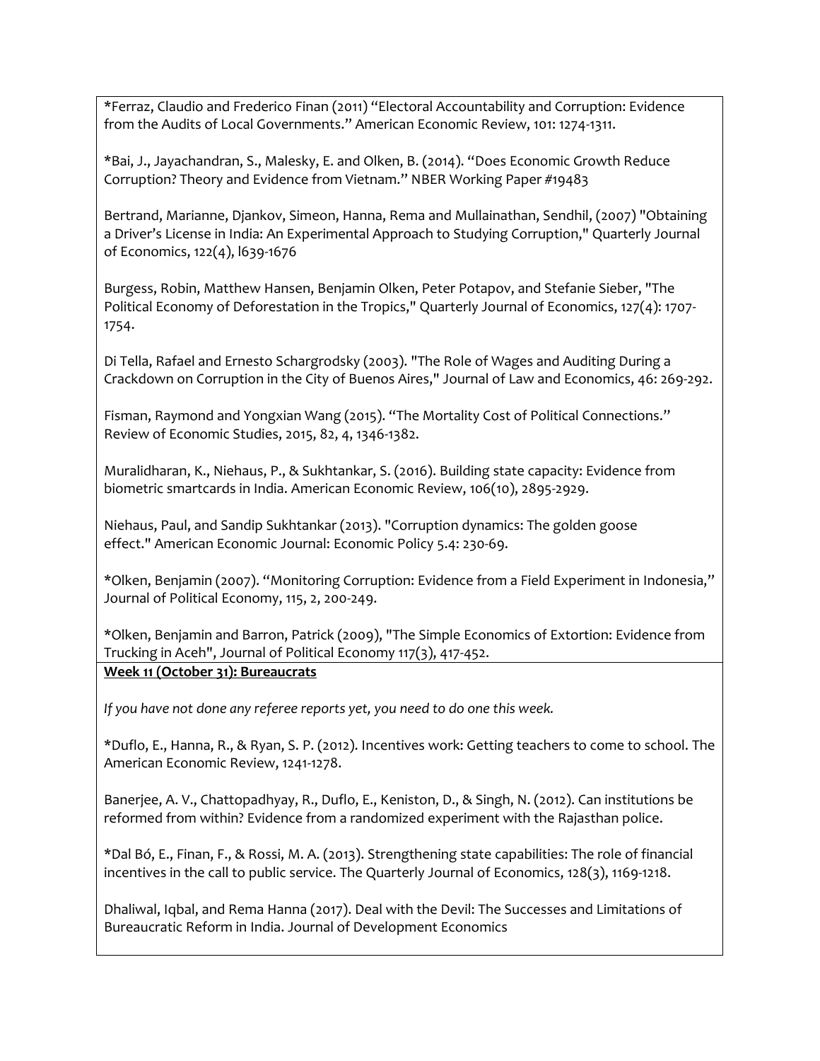*Ferraz, Claudio and Frederico Finan (2011) "Electoral Accountability and Corruption: Evidence from the Audits of Local Governments." American Economic Review, 101: 1274-1311.

*Bai, J., Jayachandran, S., Malesky, E. and Olken, B. (2014). "Does Economic Growth Reduce Corruption? Theory and Evidence from Vietnam." NBER Working Paper #19483

Bertrand, Marianne, Djankov, Simeon, Hanna, Rema and Mullainathan, Sendhil, (2007) "Obtaining a Driver's License in India: An Experimental Approach to Studying Corruption," Quarterly Journal of Economics, 122(4), l639-1676

Burgess, Robin, Matthew Hansen, Benjamin Olken, Peter Potapov, and Stefanie Sieber, "The Political Economy of Deforestation in the Tropics," Quarterly Journal of Economics, 127(4): 1707-1754.

Di Tella, Rafael and Ernesto Schargrodsky (2003). "The Role of Wages and Auditing During a Crackdown on Corruption in the City of Buenos Aires," Journal of Law and Economics, 46: 269-292.

Fisman, Raymond and Yongxian Wang (2015). "The Mortality Cost of Political Connections." Review of Economic Studies, 2015, 82, 4, 1346-1382.

Muralidharan, K., Niehaus, P., & Sukhtankar, S. (2016). Building state capacity: Evidence from biometric smartcards in India. American Economic Review, 106(10), 2895-2929.

Niehaus, Paul, and Sandip Sukhtankar (2013). "Corruption dynamics: The golden goose effect." American Economic Journal: Economic Policy 5.4: 230-69.

*Olken, Benjamin (2007). "Monitoring Corruption: Evidence from a Field Experiment in Indonesia," Journal of Political Economy, 115, 2, 200-249.

*Olken, Benjamin and Barron, Patrick (2009), "The Simple Economics of Extortion: Evidence from Trucking in Aceh", Journal of Political Economy 117(3), 417-452.

**Week 11 (October 31): Bureaucrats**

*If you have not done any referee reports yet, you need to do one this week.*

*Duflo, E., Hanna, R., & Ryan, S. P. (2012). Incentives work: Getting teachers to come to school. The American Economic Review, 1241-1278.

Banerjee, A. V., Chattopadhyay, R., Duflo, E., Keniston, D., & Singh, N. (2012). Can institutions be reformed from within? Evidence from a randomized experiment with the Rajasthan police.

*Dal Bó, E., Finan, F., & Rossi, M. A. (2013). Strengthening state capabilities: The role of financial incentives in the call to public service. The Quarterly Journal of Economics, 128(3), 1169-1218.

Dhaliwal, Iqbal, and Rema Hanna (2017). Deal with the Devil: The Successes and Limitations of Bureaucratic Reform in India. Journal of Development Economics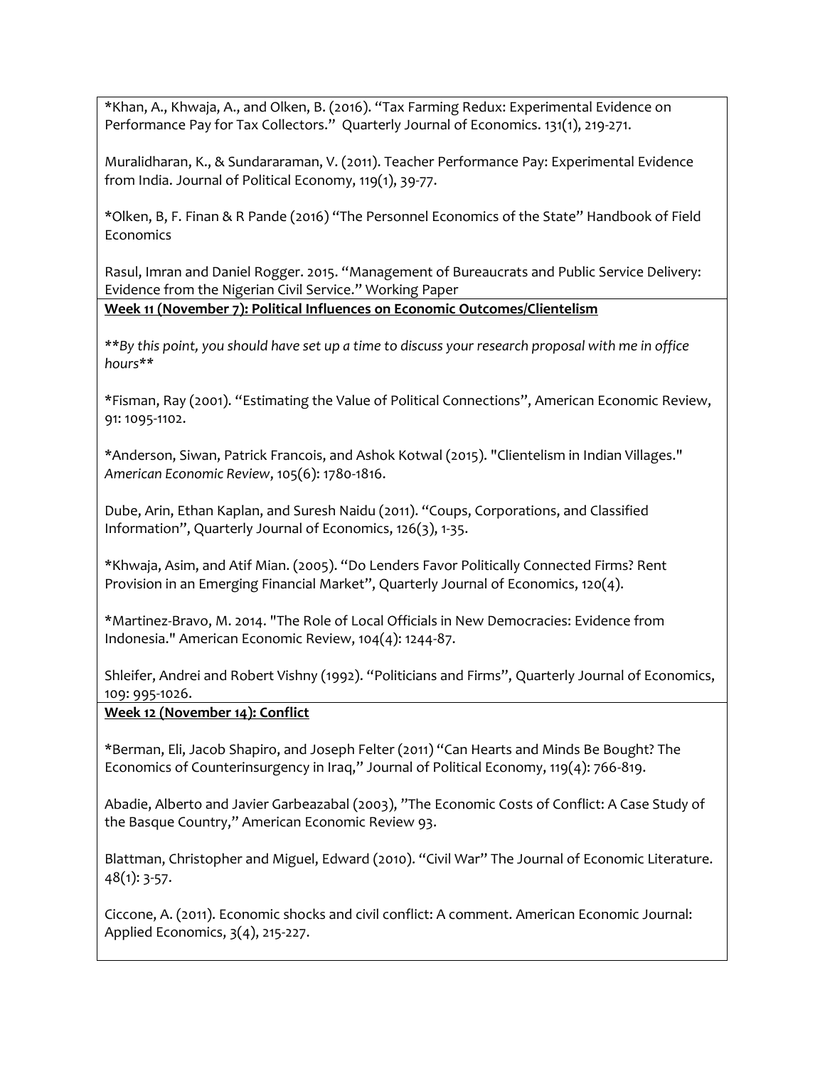*Khan, A., Khwaja, A., and Olken, B. (2016). "Tax Farming Redux: Experimental Evidence on Performance Pay for Tax Collectors." Quarterly Journal of Economics. 131(1), 219-271.

Muralidharan, K., & Sundararaman, V. (2011). Teacher Performance Pay: Experimental Evidence from India. Journal of Political Economy, 119(1), 39-77.

*Olken, B, F. Finan & R Pande (2016) "The Personnel Economics of the State" Handbook of Field Economics

Rasul, Imran and Daniel Rogger. 2015. "Management of Bureaucrats and Public Service Delivery: Evidence from the Nigerian Civil Service." Working Paper

**Week 11 (November 7): Political Influences on Economic Outcomes/Clientelism**

***By this point, you should have set up a time to discuss your research proposal with me in office hours***

*Fisman, Ray (2001). "Estimating the Value of Political Connections", American Economic Review, 91: 1095-1102.

*Anderson, Siwan, Patrick Francois, and Ashok Kotwal (2015). "Clientelism in Indian Villages." *American Economic Review*, 105(6): 1780-1816.

Dube, Arin, Ethan Kaplan, and Suresh Naidu (2011). "Coups, Corporations, and Classified Information", Quarterly Journal of Economics, 126(3), 1-35.

*Khwaja, Asim, and Atif Mian. (2005). "Do Lenders Favor Politically Connected Firms? Rent Provision in an Emerging Financial Market", Quarterly Journal of Economics, 120(4).

*Martinez-Bravo, M. 2014. "The Role of Local Officials in New Democracies: Evidence from Indonesia." American Economic Review, 104(4): 1244-87.

Shleifer, Andrei and Robert Vishny (1992). "Politicians and Firms", Quarterly Journal of Economics, 109: 995-1026.

**Week 12 (November 14): Conflict**

*Berman, Eli, Jacob Shapiro, and Joseph Felter (2011) "Can Hearts and Minds Be Bought? The Economics of Counterinsurgency in Iraq," Journal of Political Economy, 119(4): 766-819.

Abadie, Alberto and Javier Garbeazabal (2003), "The Economic Costs of Conflict: A Case Study of the Basque Country," American Economic Review 93.

Blattman, Christopher and Miguel, Edward (2010). "Civil War" The Journal of Economic Literature. 48(1): 3-57.

Ciccone, A. (2011). Economic shocks and civil conflict: A comment. American Economic Journal: Applied Economics, 3(4), 215-227.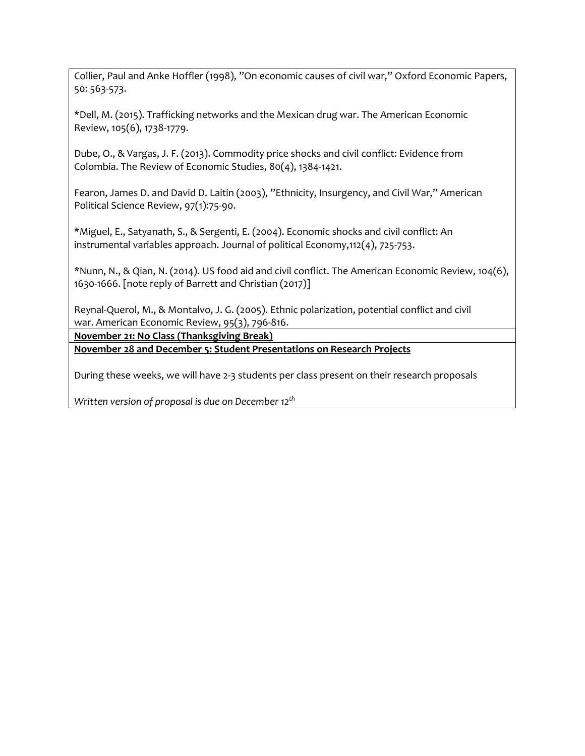Collier, Paul and Anke Hoffler (1998), "On economic causes of civil war," Oxford Economic Papers, 50: 563-573.

*Dell, M. (2015). Trafficking networks and the Mexican drug war. The American Economic Review, 105(6), 1738-1779.

Dube, O., & Vargas, J. F. (2013). Commodity price shocks and civil conflict: Evidence from Colombia. The Review of Economic Studies, 80(4), 1384-1421.

Fearon, James D. and David D. Laitin (2003), "Ethnicity, Insurgency, and Civil War," American Political Science Review, 97(1):75-90.

*Miguel, E., Satyanath, S., & Sergenti, E. (2004). Economic shocks and civil conflict: An instrumental variables approach. Journal of political Economy,112(4), 725-753.

*Nunn, N., & Qian, N. (2014). US food aid and civil conflict. The American Economic Review, 104(6), 1630-1666. [note reply of Barrett and Christian (2017)]

Reynal-Querol, M., & Montalvo, J. G. (2005). Ethnic polarization, potential conflict and civil war. American Economic Review, 95(3), 796-816.

**November 21: No Class (Thanksgiving Break)**

**November 28 and December 5: Student Presentations on Research Projects**

During these weeks, we will have 2-3 students per class present on their research proposals

*Written version of proposal is due on December 12th*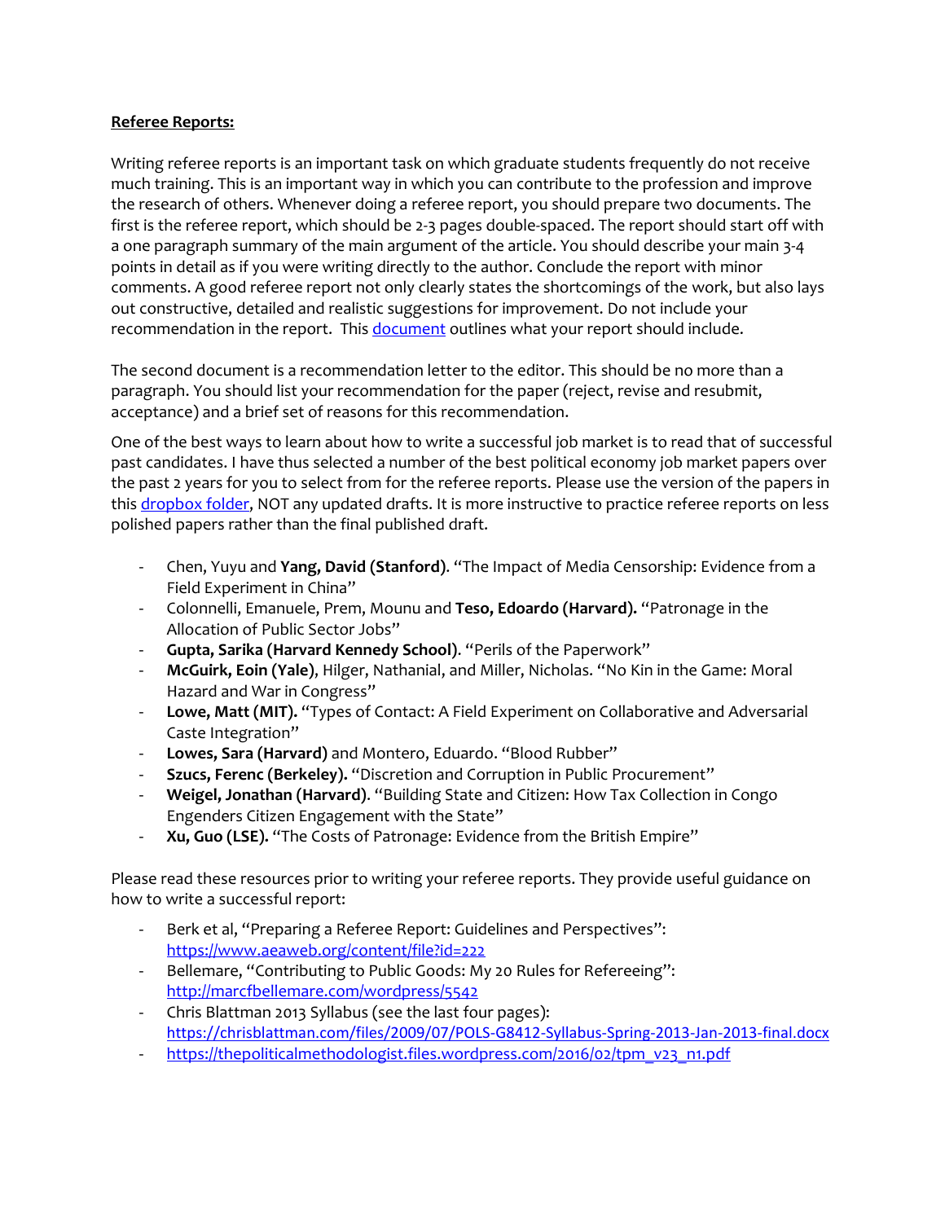**Referee Reports:**

Writing referee reports is an important task on which graduate students frequently do not receive much training. This is an important way in which you can contribute to the profession and improve the research of others. Whenever doing a referee report, you should prepare two documents. The first is the referee report, which should be 2-3 pages double-spaced. The report should start off with a one paragraph summary of the main argument of the article. You should describe your main 3-4 points in detail as if you were writing directly to the author. Conclude the report with minor comments. A good referee report not only clearly states the shortcomings of the work, but also lays out constructive, detailed and realistic suggestions for improvement. Do not include your recommendation in the report. This document outlines what your report should include.

The second document is a recommendation letter to the editor. This should be no more than a paragraph. You should list your recommendation for the paper (reject, revise and resubmit, acceptance) and a brief set of reasons for this recommendation.

One of the best ways to learn about how to write a successful job market is to read that of successful past candidates. I have thus selected a number of the best political economy job market papers over the past 2 years for you to select from for the referee reports. Please use the version of the papers in this dropbox folder, NOT any updated drafts. It is more instructive to practice referee reports on less polished papers rather than the final published draft.

- Chen, Yuyu and **Yang, David (Stanford)**. "The Impact of Media Censorship: Evidence from a Field Experiment in China"
- Colonnelli, Emanuele, Prem, Mounu and **Teso, Edoardo (Harvard).** "Patronage in the Allocation of Public Sector Jobs"
- **Gupta, Sarika (Harvard Kennedy School)**. "Perils of the Paperwork"
- **McGuirk, Eoin (Yale)**, Hilger, Nathanial, and Miller, Nicholas. "No Kin in the Game: Moral Hazard and War in Congress"
- **Lowe, Matt (MIT).** "Types of Contact: A Field Experiment on Collaborative and Adversarial Caste Integration"
- **Lowes, Sara (Harvard)** and Montero, Eduardo. "Blood Rubber"
- **Szucs, Ferenc (Berkeley).** "Discretion and Corruption in Public Procurement"
- **Weigel, Jonathan (Harvard)**. "Building State and Citizen: How Tax Collection in Congo Engenders Citizen Engagement with the State"
- **Xu, Guo (LSE).** "The Costs of Patronage: Evidence from the British Empire"

Please read these resources prior to writing your referee reports. They provide useful guidance on how to write a successful report:

- Berk et al, "Preparing a Referee Report: Guidelines and Perspectives": https://www.aeaweb.org/content/file?id=222
- Bellemare, "Contributing to Public Goods: My 20 Rules for Refereeing": http://marcfbellemare.com/wordpress/5542
- Chris Blattman 2013 Syllabus (see the last four pages): https://chrisblattman.com/files/2009/07/POLS-G8412-Syllabus-Spring-2013-Jan-2013-final.docx
- https://thepoliticalmethodologist.files.wordpress.com/2016/02/tpm_v23_n1.pdf